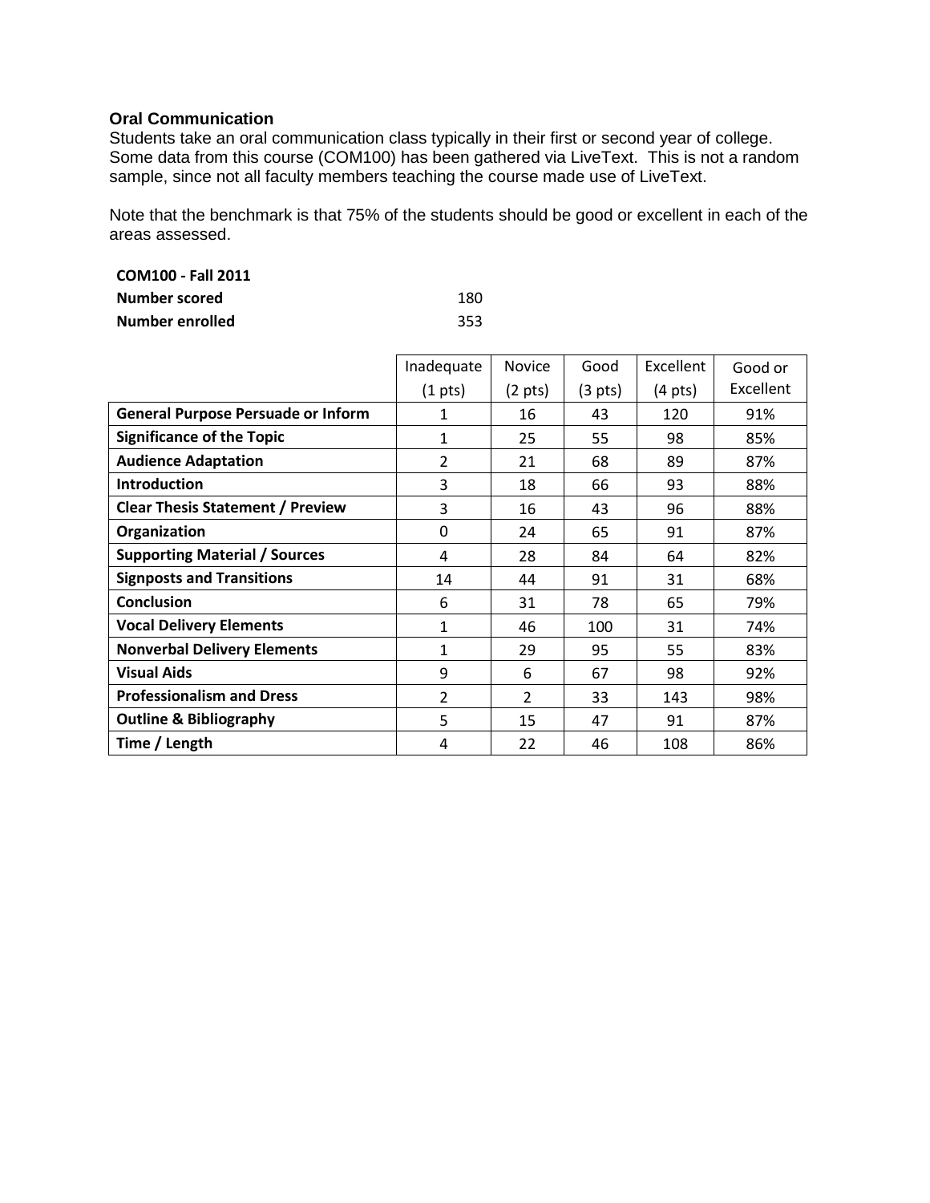### Oral Communication

Students take an oral communication class typically in their first or second year of college. Some data from this course (COM100) has been gathered via LiveText. This is not a random sample, since not all faculty members teaching the course made use of LiveText.

Note that the benchmark is that 75% of the students should be good or excellent in each of the areas assessed.

**COM100 - Fall 2011**

| | |
|---|---|
| **Number scored** | 180 |
| **Number enrolled** | 353 |

| | Inadequate (1 pts) | Novice (2 pts) | Good (3 pts) | Excellent (4 pts) | Good or Excellent |
|---|---|---|---|---|---|
| **General Purpose Persuade or Inform** | 1 | 16 | 43 | 120 | 91% |
| **Significance of the Topic** | 1 | 25 | 55 | 98 | 85% |
| **Audience Adaptation** | 2 | 21 | 68 | 89 | 87% |
| **Introduction** | 3 | 18 | 66 | 93 | 88% |
| **Clear Thesis Statement / Preview** | 3 | 16 | 43 | 96 | 88% |
| **Organization** | 0 | 24 | 65 | 91 | 87% |
| **Supporting Material / Sources** | 4 | 28 | 84 | 64 | 82% |
| **Signposts and Transitions** | 14 | 44 | 91 | 31 | 68% |
| **Conclusion** | 6 | 31 | 78 | 65 | 79% |
| **Vocal Delivery Elements** | 1 | 46 | 100 | 31 | 74% |
| **Nonverbal Delivery Elements** | 1 | 29 | 95 | 55 | 83% |
| **Visual Aids** | 9 | 6 | 67 | 98 | 92% |
| **Professionalism and Dress** | 2 | 2 | 33 | 143 | 98% |
| **Outline & Bibliography** | 5 | 15 | 47 | 91 | 87% |
| **Time / Length** | 4 | 22 | 46 | 108 | 86% |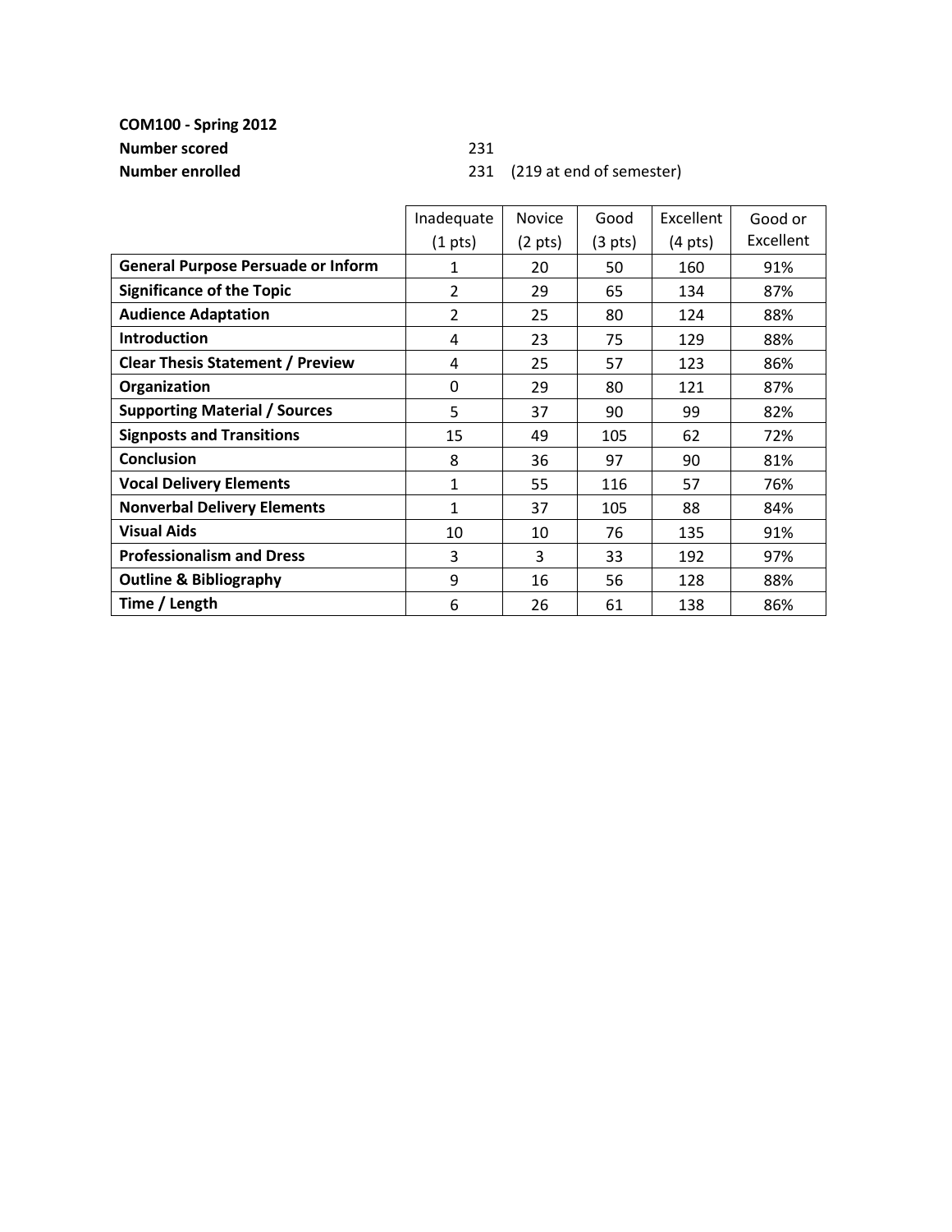**COM100 - Spring 2012**

**Number scored** 231

**Number enrolled** 231 (219 at end of semester)

| | Inadequate (1 pts) | Novice (2 pts) | Good (3 pts) | Excellent (4 pts) | Good or Excellent |
|---|---|---|---|---|---|
| **General Purpose Persuade or Inform** | 1 | 20 | 50 | 160 | 91% |
| **Significance of the Topic** | 2 | 29 | 65 | 134 | 87% |
| **Audience Adaptation** | 2 | 25 | 80 | 124 | 88% |
| **Introduction** | 4 | 23 | 75 | 129 | 88% |
| **Clear Thesis Statement / Preview** | 4 | 25 | 57 | 123 | 86% |
| **Organization** | 0 | 29 | 80 | 121 | 87% |
| **Supporting Material / Sources** | 5 | 37 | 90 | 99 | 82% |
| **Signposts and Transitions** | 15 | 49 | 105 | 62 | 72% |
| **Conclusion** | 8 | 36 | 97 | 90 | 81% |
| **Vocal Delivery Elements** | 1 | 55 | 116 | 57 | 76% |
| **Nonverbal Delivery Elements** | 1 | 37 | 105 | 88 | 84% |
| **Visual Aids** | 10 | 10 | 76 | 135 | 91% |
| **Professionalism and Dress** | 3 | 3 | 33 | 192 | 97% |
| **Outline & Bibliography** | 9 | 16 | 56 | 128 | 88% |
| **Time / Length** | 6 | 26 | 61 | 138 | 86% |